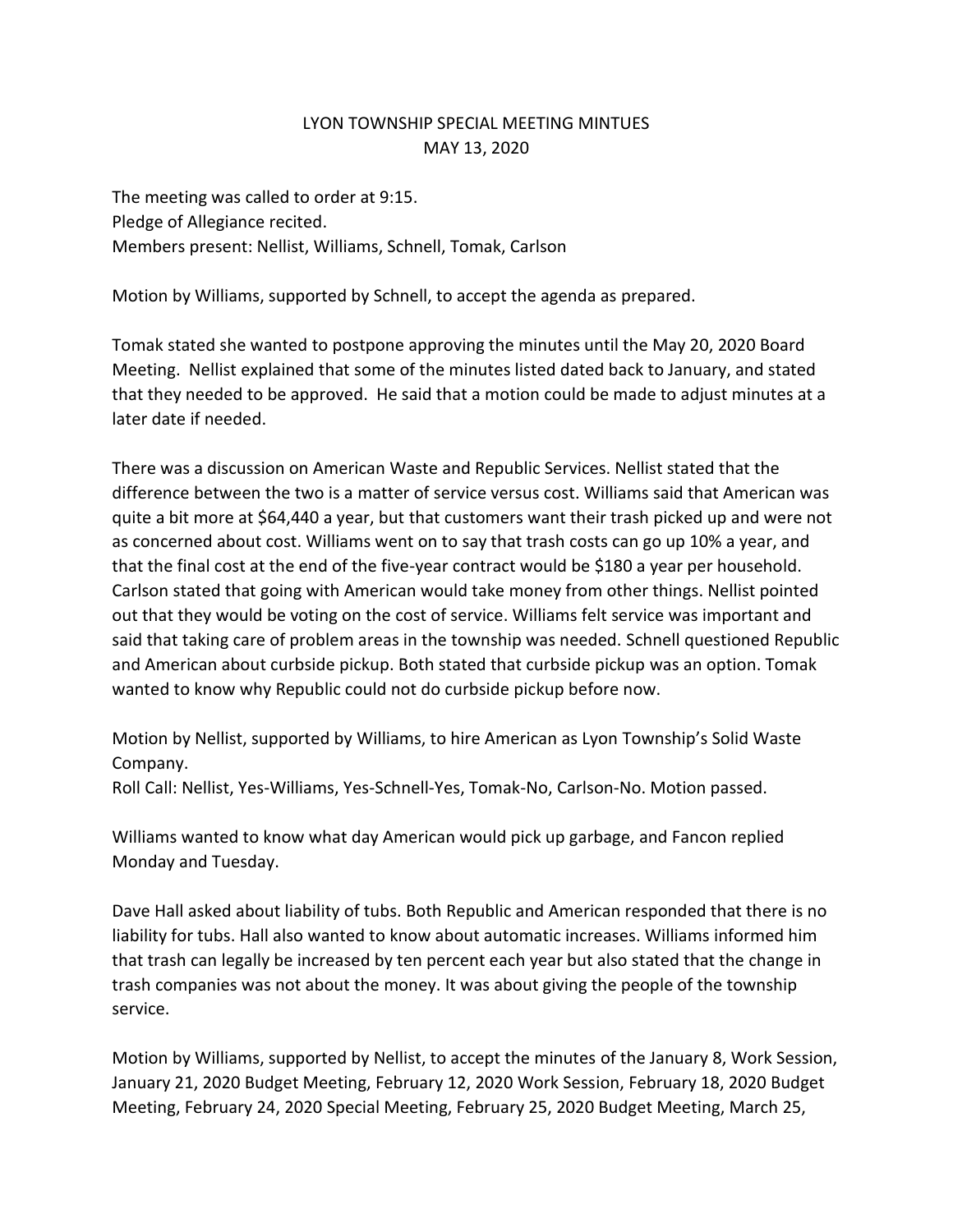# LYON TOWNSHIP SPECIAL MEETING MINTUES
## MAY 13, 2020

The meeting was called to order at 9:15.
Pledge of Allegiance recited.
Members present: Nellist, Williams, Schnell, Tomak, Carlson

Motion by Williams, supported by Schnell, to accept the agenda as prepared.

Tomak stated she wanted to postpone approving the minutes until the May 20, 2020 Board Meeting. Nellist explained that some of the minutes listed dated back to January, and stated that they needed to be approved. He said that a motion could be made to adjust minutes at a later date if needed.

There was a discussion on American Waste and Republic Services. Nellist stated that the difference between the two is a matter of service versus cost. Williams said that American was quite a bit more at $64,440 a year, but that customers want their trash picked up and were not as concerned about cost. Williams went on to say that trash costs can go up 10% a year, and that the final cost at the end of the five-year contract would be $180 a year per household. Carlson stated that going with American would take money from other things. Nellist pointed out that they would be voting on the cost of service. Williams felt service was important and said that taking care of problem areas in the township was needed. Schnell questioned Republic and American about curbside pickup. Both stated that curbside pickup was an option. Tomak wanted to know why Republic could not do curbside pickup before now.

Motion by Nellist, supported by Williams, to hire American as Lyon Township's Solid Waste Company.
Roll Call: Nellist, Yes-Williams, Yes-Schnell-Yes, Tomak-No, Carlson-No. Motion passed.

Williams wanted to know what day American would pick up garbage, and Fancon replied Monday and Tuesday.

Dave Hall asked about liability of tubs. Both Republic and American responded that there is no liability for tubs. Hall also wanted to know about automatic increases. Williams informed him that trash can legally be increased by ten percent each year but also stated that the change in trash companies was not about the money. It was about giving the people of the township service.

Motion by Williams, supported by Nellist, to accept the minutes of the January 8, Work Session, January 21, 2020 Budget Meeting, February 12, 2020 Work Session, February 18, 2020 Budget Meeting, February 24, 2020 Special Meeting, February 25, 2020 Budget Meeting, March 25,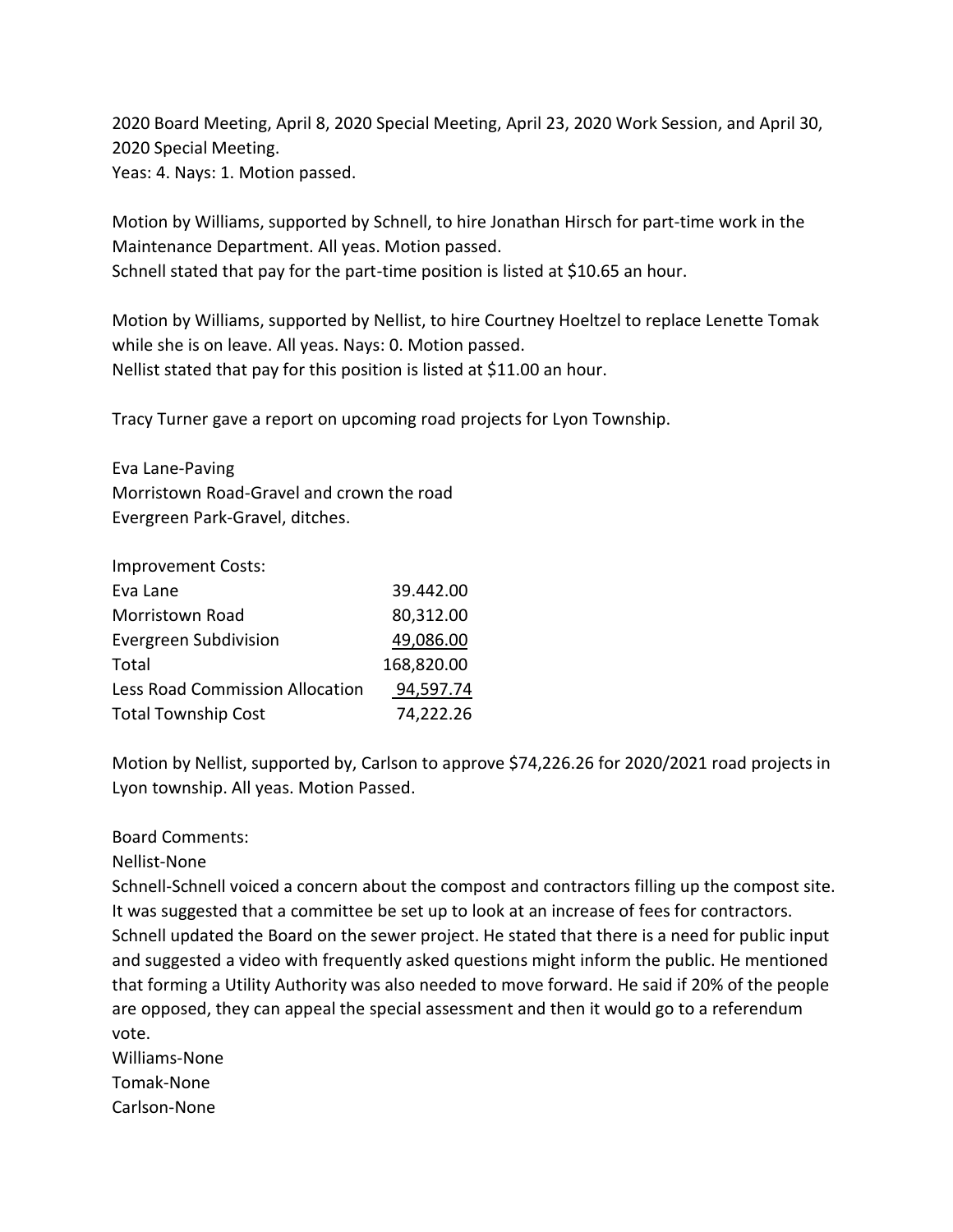2020 Board Meeting, April 8, 2020 Special Meeting, April 23, 2020 Work Session, and April 30, 2020 Special Meeting.
Yeas: 4. Nays: 1. Motion passed.

Motion by Williams, supported by Schnell, to hire Jonathan Hirsch for part-time work in the Maintenance Department. All yeas. Motion passed.
Schnell stated that pay for the part-time position is listed at $10.65 an hour.

Motion by Williams, supported by Nellist, to hire Courtney Hoeltzel to replace Lenette Tomak while she is on leave. All yeas. Nays: 0. Motion passed.
Nellist stated that pay for this position is listed at $11.00 an hour.

Tracy Turner gave a report on upcoming road projects for Lyon Township.

Eva Lane-Paving
Morristown Road-Gravel and crown the road
Evergreen Park-Gravel, ditches.

| Improvement Costs: | |
|---|---|
| Eva Lane | 39.442.00 |
| Morristown Road | 80,312.00 |
| Evergreen Subdivision | 49,086.00 |
| Total | 168,820.00 |
| Less Road Commission Allocation | 94,597.74 |
| Total Township Cost | 74,222.26 |

Motion by Nellist, supported by, Carlson to approve $74,226.26 for 2020/2021 road projects in Lyon township. All yeas. Motion Passed.

Board Comments:
Nellist-None
Schnell-Schnell voiced a concern about the compost and contractors filling up the compost site. It was suggested that a committee be set up to look at an increase of fees for contractors. Schnell updated the Board on the sewer project. He stated that there is a need for public input and suggested a video with frequently asked questions might inform the public. He mentioned that forming a Utility Authority was also needed to move forward. He said if 20% of the people are opposed, they can appeal the special assessment and then it would go to a referendum vote.
Williams-None
Tomak-None
Carlson-None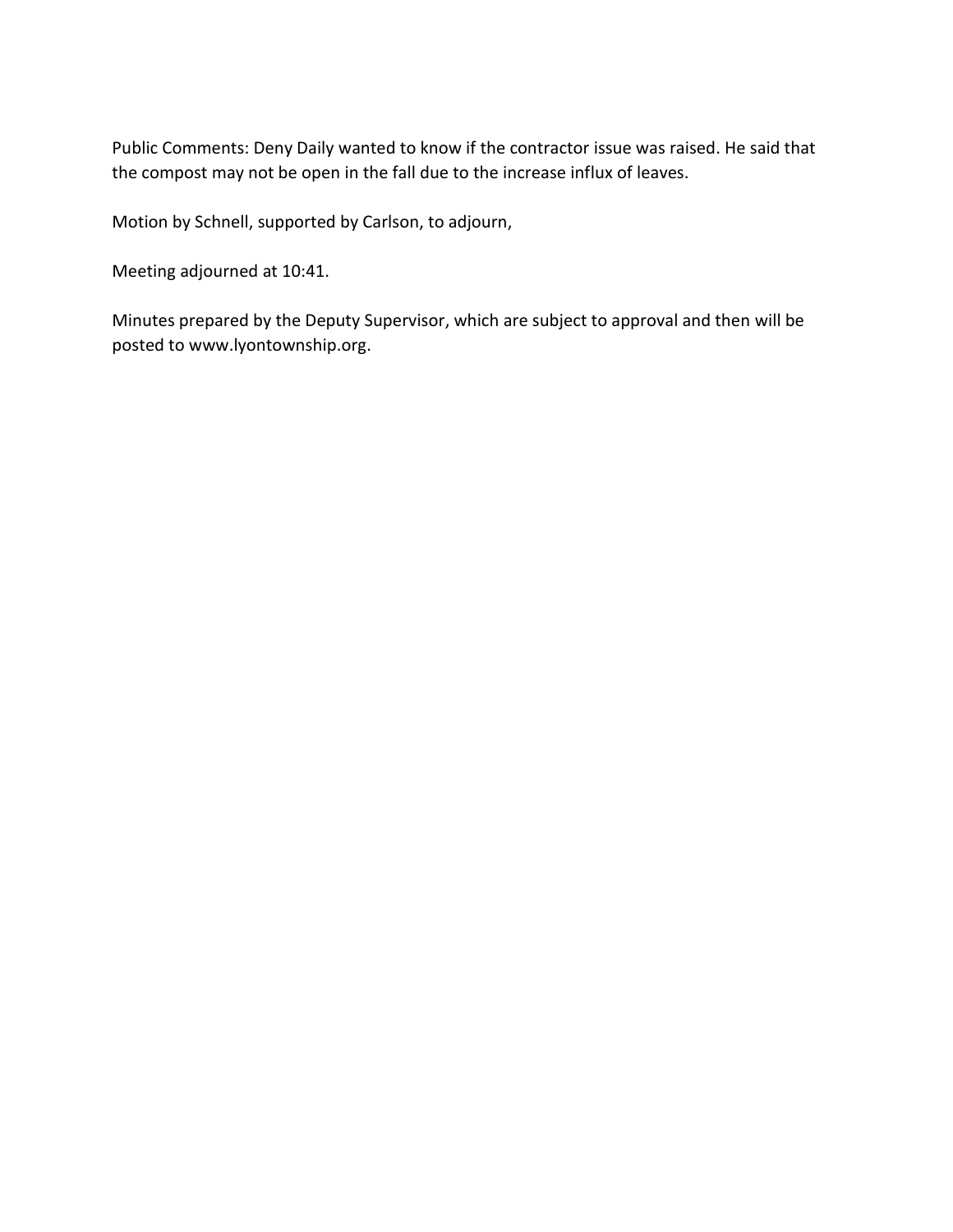Public Comments: Deny Daily wanted to know if the contractor issue was raised. He said that the compost may not be open in the fall due to the increase influx of leaves.

Motion by Schnell, supported by Carlson, to adjourn,

Meeting adjourned at 10:41.

Minutes prepared by the Deputy Supervisor, which are subject to approval and then will be posted to www.lyontownship.org.